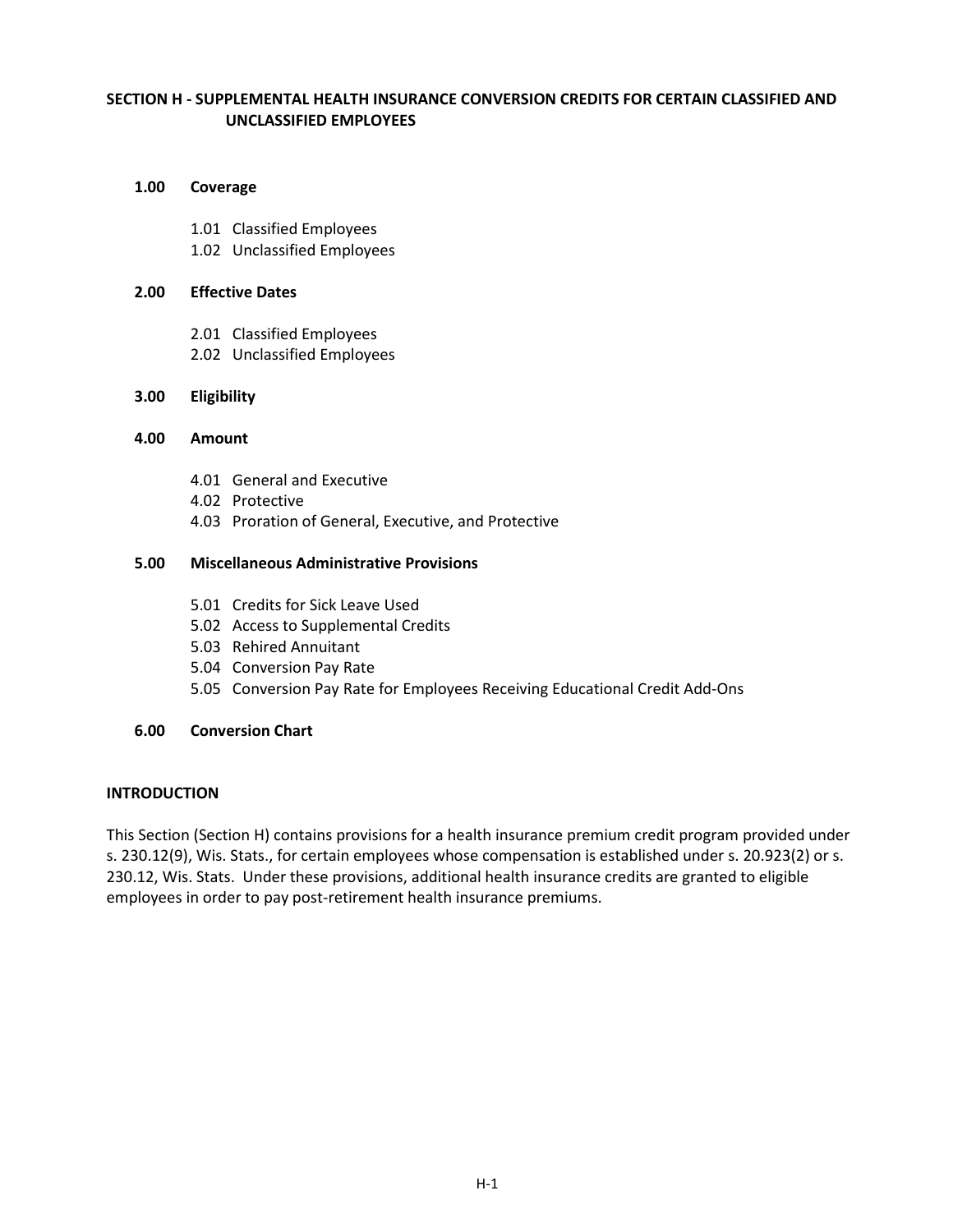## SECTION H - SUPPLEMENTAL HEALTH INSURANCE CONVERSION CREDITS FOR CERTAIN CLASSIFIED AND UNCLASSIFIED EMPLOYEES

**1.00 Coverage**

- 1.01 Classified Employees
- 1.02 Unclassified Employees

**2.00 Effective Dates**

- 2.01 Classified Employees
- 2.02 Unclassified Employees

**3.00 Eligibility**

**4.00 Amount**

- 4.01 General and Executive
- 4.02 Protective
- 4.03 Proration of General, Executive, and Protective

**5.00 Miscellaneous Administrative Provisions**

- 5.01 Credits for Sick Leave Used
- 5.02 Access to Supplemental Credits
- 5.03 Rehired Annuitant
- 5.04 Conversion Pay Rate
- 5.05 Conversion Pay Rate for Employees Receiving Educational Credit Add-Ons

**6.00 Conversion Chart**

### INTRODUCTION

This Section (Section H) contains provisions for a health insurance premium credit program provided under s. 230.12(9), Wis. Stats., for certain employees whose compensation is established under s. 20.923(2) or s. 230.12, Wis. Stats. Under these provisions, additional health insurance credits are granted to eligible employees in order to pay post-retirement health insurance premiums.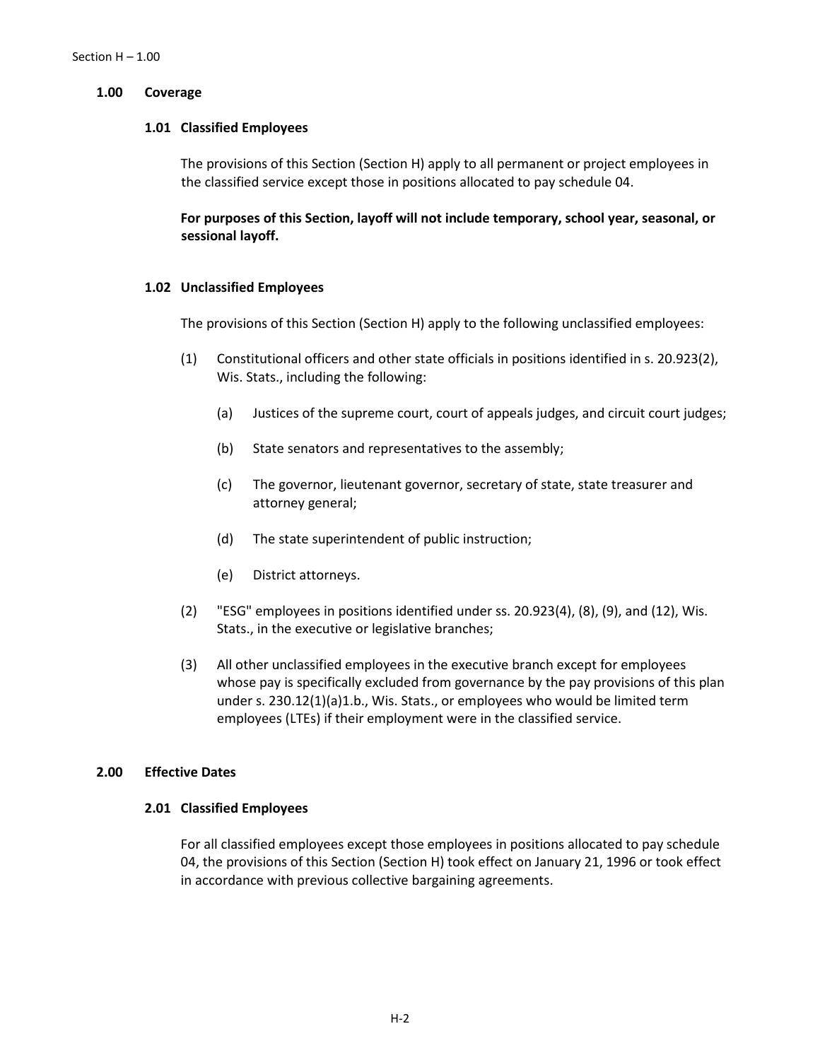## 1.00 Coverage

### 1.01 Classified Employees

The provisions of this Section (Section H) apply to all permanent or project employees in the classified service except those in positions allocated to pay schedule 04.

**For purposes of this Section, layoff will not include temporary, school year, seasonal, or sessional layoff.**

### 1.02 Unclassified Employees

The provisions of this Section (Section H) apply to the following unclassified employees:

(1) Constitutional officers and other state officials in positions identified in s. 20.923(2), Wis. Stats., including the following:

- (a) Justices of the supreme court, court of appeals judges, and circuit court judges;
- (b) State senators and representatives to the assembly;
- (c) The governor, lieutenant governor, secretary of state, state treasurer and attorney general;
- (d) The state superintendent of public instruction;
- (e) District attorneys.

(2) "ESG" employees in positions identified under ss. 20.923(4), (8), (9), and (12), Wis. Stats., in the executive or legislative branches;

(3) All other unclassified employees in the executive branch except for employees whose pay is specifically excluded from governance by the pay provisions of this plan under s. 230.12(1)(a)1.b., Wis. Stats., or employees who would be limited term employees (LTEs) if their employment were in the classified service.

## 2.00 Effective Dates

### 2.01 Classified Employees

For all classified employees except those employees in positions allocated to pay schedule 04, the provisions of this Section (Section H) took effect on January 21, 1996 or took effect in accordance with previous collective bargaining agreements.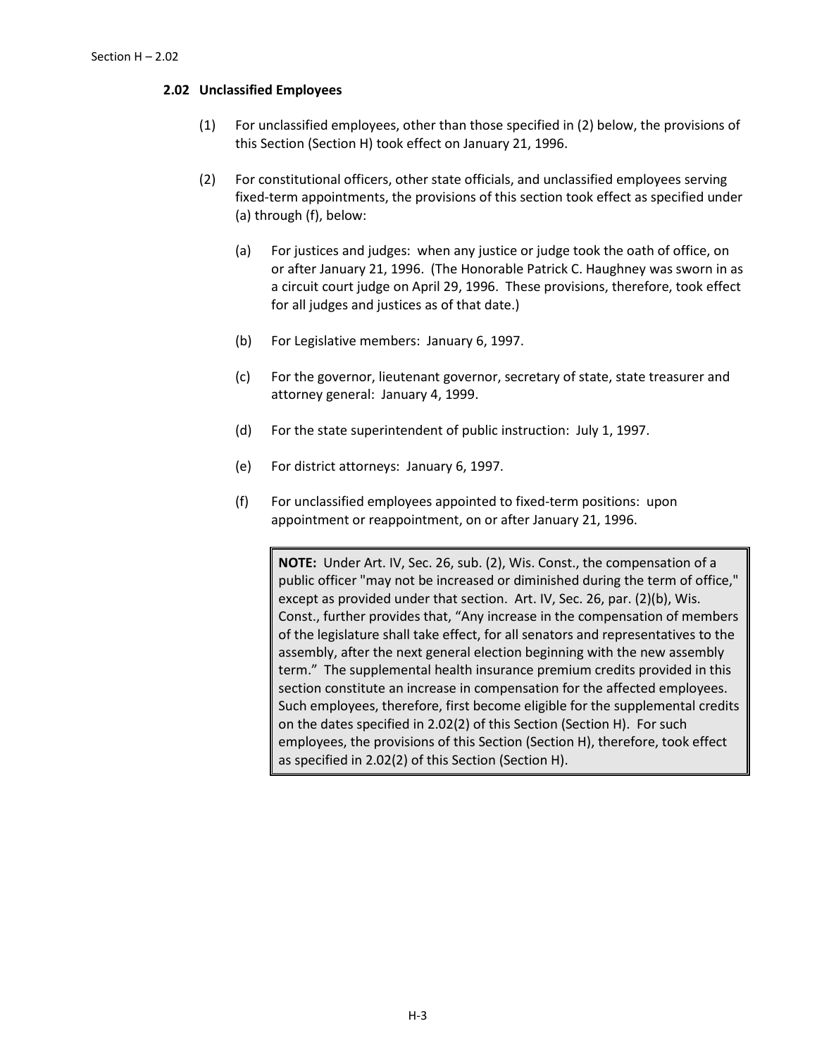### 2.02 Unclassified Employees

(1) For unclassified employees, other than those specified in (2) below, the provisions of this Section (Section H) took effect on January 21, 1996.

(2) For constitutional officers, other state officials, and unclassified employees serving fixed-term appointments, the provisions of this section took effect as specified under (a) through (f), below:

(a) For justices and judges: when any justice or judge took the oath of office, on or after January 21, 1996. (The Honorable Patrick C. Haughney was sworn in as a circuit court judge on April 29, 1996. These provisions, therefore, took effect for all judges and justices as of that date.)

(b) For Legislative members: January 6, 1997.

(c) For the governor, lieutenant governor, secretary of state, state treasurer and attorney general: January 4, 1999.

(d) For the state superintendent of public instruction: July 1, 1997.

(e) For district attorneys: January 6, 1997.

(f) For unclassified employees appointed to fixed-term positions: upon appointment or reappointment, on or after January 21, 1996.

> **NOTE:** Under Art. IV, Sec. 26, sub. (2), Wis. Const., the compensation of a public officer "may not be increased or diminished during the term of office," except as provided under that section. Art. IV, Sec. 26, par. (2)(b), Wis. Const., further provides that, "Any increase in the compensation of members of the legislature shall take effect, for all senators and representatives to the assembly, after the next general election beginning with the new assembly term." The supplemental health insurance premium credits provided in this section constitute an increase in compensation for the affected employees. Such employees, therefore, first become eligible for the supplemental credits on the dates specified in 2.02(2) of this Section (Section H). For such employees, the provisions of this Section (Section H), therefore, took effect as specified in 2.02(2) of this Section (Section H).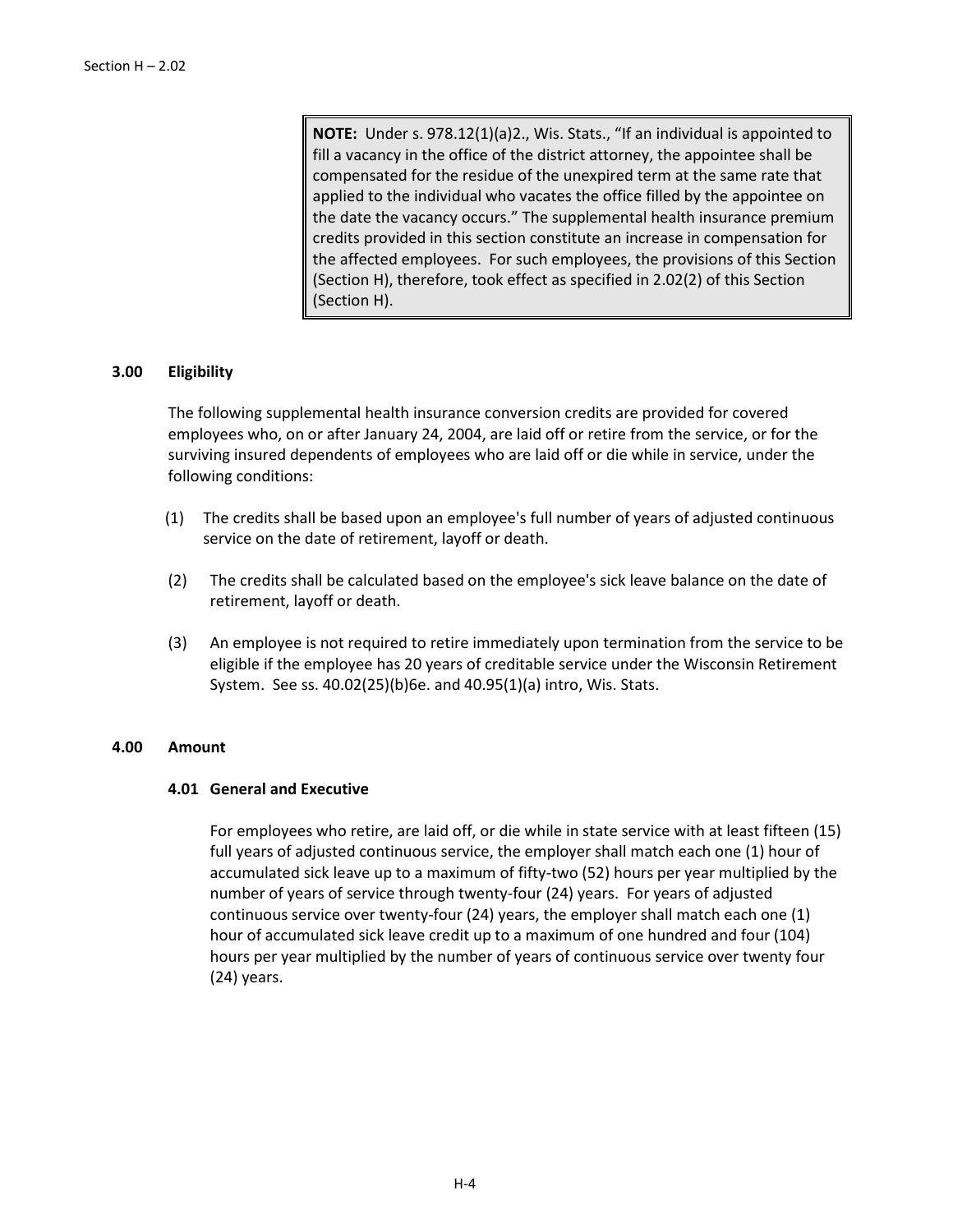> **NOTE:** Under s. 978.12(1)(a)2., Wis. Stats., "If an individual is appointed to fill a vacancy in the office of the district attorney, the appointee shall be compensated for the residue of the unexpired term at the same rate that applied to the individual who vacates the office filled by the appointee on the date the vacancy occurs." The supplemental health insurance premium credits provided in this section constitute an increase in compensation for the affected employees. For such employees, the provisions of this Section (Section H), therefore, took effect as specified in 2.02(2) of this Section (Section H).

## 3.00 Eligibility

The following supplemental health insurance conversion credits are provided for covered employees who, on or after January 24, 2004, are laid off or retire from the service, or for the surviving insured dependents of employees who are laid off or die while in service, under the following conditions:

(1) The credits shall be based upon an employee's full number of years of adjusted continuous service on the date of retirement, layoff or death.

(2) The credits shall be calculated based on the employee's sick leave balance on the date of retirement, layoff or death.

(3) An employee is not required to retire immediately upon termination from the service to be eligible if the employee has 20 years of creditable service under the Wisconsin Retirement System. See ss. 40.02(25)(b)6e. and 40.95(1)(a) intro, Wis. Stats.

## 4.00 Amount

### 4.01 General and Executive

For employees who retire, are laid off, or die while in state service with at least fifteen (15) full years of adjusted continuous service, the employer shall match each one (1) hour of accumulated sick leave up to a maximum of fifty-two (52) hours per year multiplied by the number of years of service through twenty-four (24) years. For years of adjusted continuous service over twenty-four (24) years, the employer shall match each one (1) hour of accumulated sick leave credit up to a maximum of one hundred and four (104) hours per year multiplied by the number of years of continuous service over twenty four (24) years.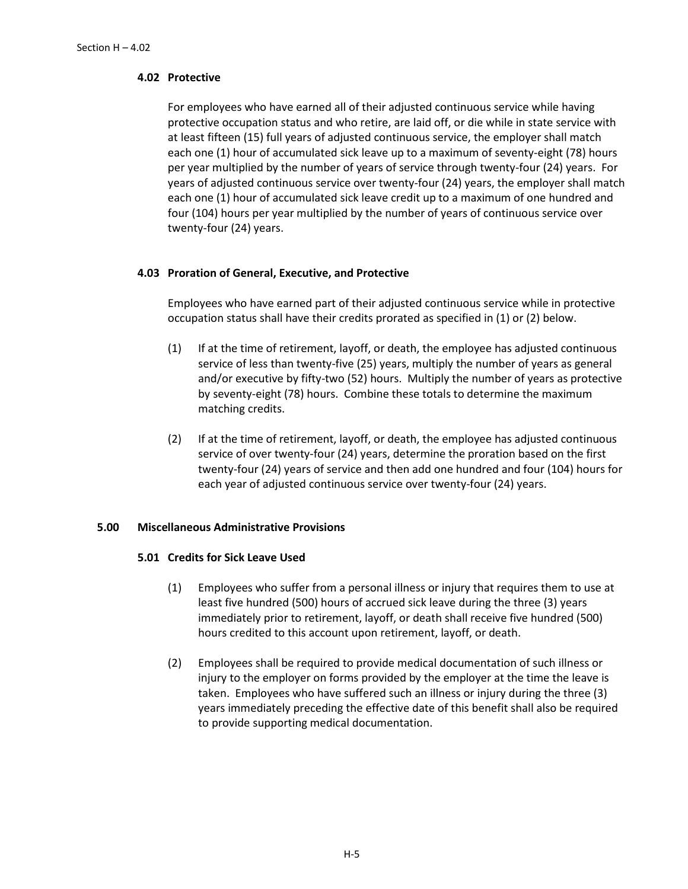#### 4.02 Protective

For employees who have earned all of their adjusted continuous service while having protective occupation status and who retire, are laid off, or die while in state service with at least fifteen (15) full years of adjusted continuous service, the employer shall match each one (1) hour of accumulated sick leave up to a maximum of seventy-eight (78) hours per year multiplied by the number of years of service through twenty-four (24) years. For years of adjusted continuous service over twenty-four (24) years, the employer shall match each one (1) hour of accumulated sick leave credit up to a maximum of one hundred and four (104) hours per year multiplied by the number of years of continuous service over twenty-four (24) years.

#### 4.03 Proration of General, Executive, and Protective

Employees who have earned part of their adjusted continuous service while in protective occupation status shall have their credits prorated as specified in (1) or (2) below.

(1) If at the time of retirement, layoff, or death, the employee has adjusted continuous service of less than twenty-five (25) years, multiply the number of years as general and/or executive by fifty-two (52) hours. Multiply the number of years as protective by seventy-eight (78) hours. Combine these totals to determine the maximum matching credits.

(2) If at the time of retirement, layoff, or death, the employee has adjusted continuous service of over twenty-four (24) years, determine the proration based on the first twenty-four (24) years of service and then add one hundred and four (104) hours for each year of adjusted continuous service over twenty-four (24) years.

### 5.00 Miscellaneous Administrative Provisions

#### 5.01 Credits for Sick Leave Used

(1) Employees who suffer from a personal illness or injury that requires them to use at least five hundred (500) hours of accrued sick leave during the three (3) years immediately prior to retirement, layoff, or death shall receive five hundred (500) hours credited to this account upon retirement, layoff, or death.

(2) Employees shall be required to provide medical documentation of such illness or injury to the employer on forms provided by the employer at the time the leave is taken. Employees who have suffered such an illness or injury during the three (3) years immediately preceding the effective date of this benefit shall also be required to provide supporting medical documentation.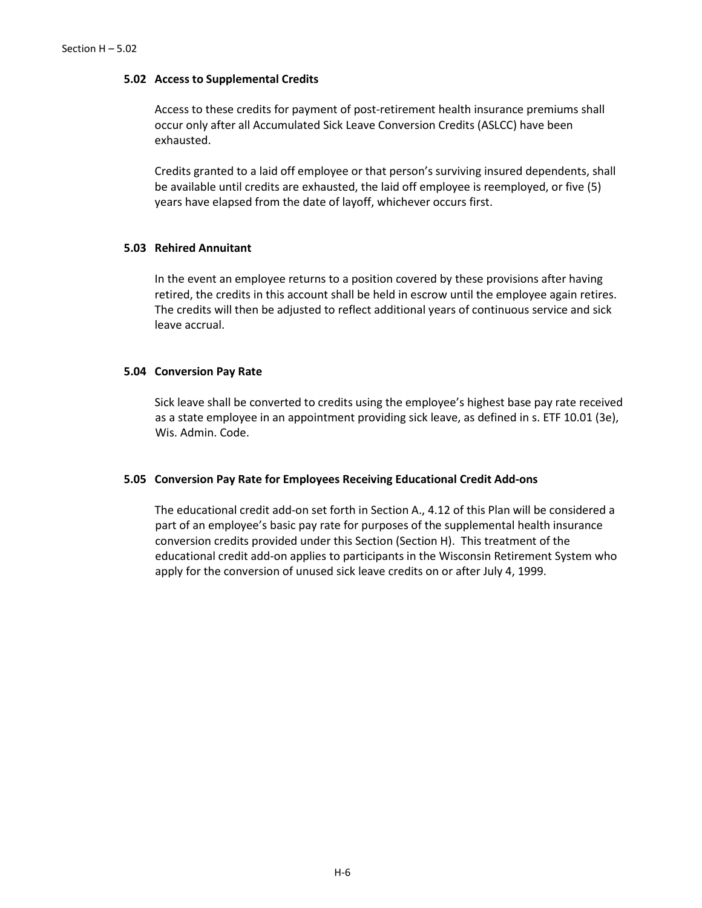### 5.02 Access to Supplemental Credits

Access to these credits for payment of post-retirement health insurance premiums shall occur only after all Accumulated Sick Leave Conversion Credits (ASLCC) have been exhausted.

Credits granted to a laid off employee or that person's surviving insured dependents, shall be available until credits are exhausted, the laid off employee is reemployed, or five (5) years have elapsed from the date of layoff, whichever occurs first.

### 5.03 Rehired Annuitant

In the event an employee returns to a position covered by these provisions after having retired, the credits in this account shall be held in escrow until the employee again retires. The credits will then be adjusted to reflect additional years of continuous service and sick leave accrual.

### 5.04 Conversion Pay Rate

Sick leave shall be converted to credits using the employee's highest base pay rate received as a state employee in an appointment providing sick leave, as defined in s. ETF 10.01 (3e), Wis. Admin. Code.

### 5.05 Conversion Pay Rate for Employees Receiving Educational Credit Add-ons

The educational credit add-on set forth in Section A., 4.12 of this Plan will be considered a part of an employee's basic pay rate for purposes of the supplemental health insurance conversion credits provided under this Section (Section H). This treatment of the educational credit add-on applies to participants in the Wisconsin Retirement System who apply for the conversion of unused sick leave credits on or after July 4, 1999.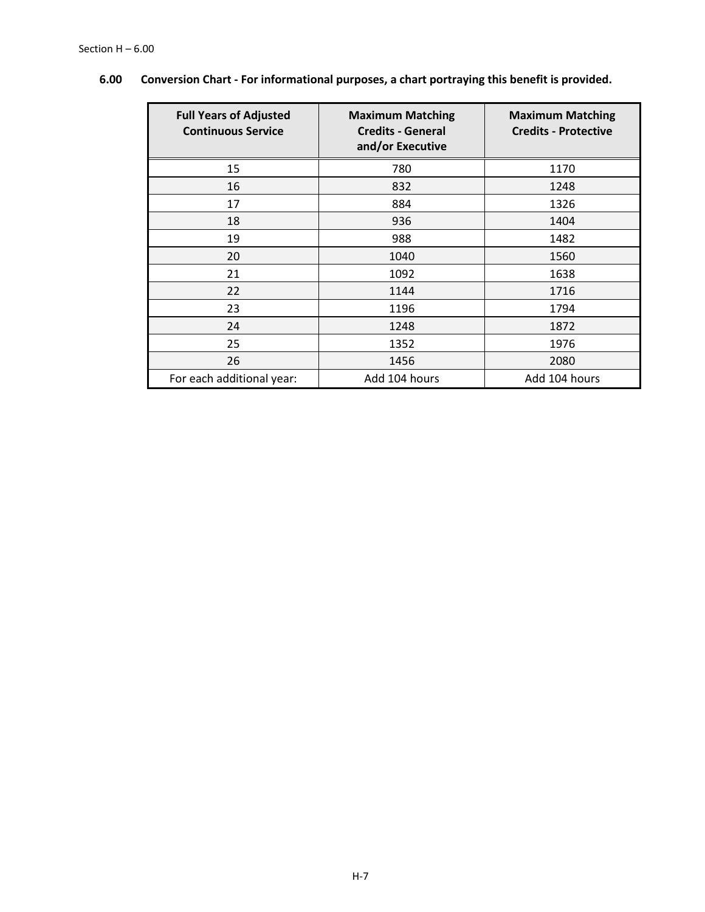## 6.00 Conversion Chart - For informational purposes, a chart portraying this benefit is provided.

| Full Years of Adjusted Continuous Service | Maximum Matching Credits - General and/or Executive | Maximum Matching Credits - Protective |
|---|---|---|
| 15 | 780 | 1170 |
| 16 | 832 | 1248 |
| 17 | 884 | 1326 |
| 18 | 936 | 1404 |
| 19 | 988 | 1482 |
| 20 | 1040 | 1560 |
| 21 | 1092 | 1638 |
| 22 | 1144 | 1716 |
| 23 | 1196 | 1794 |
| 24 | 1248 | 1872 |
| 25 | 1352 | 1976 |
| 26 | 1456 | 2080 |
| For each additional year: | Add 104 hours | Add 104 hours |